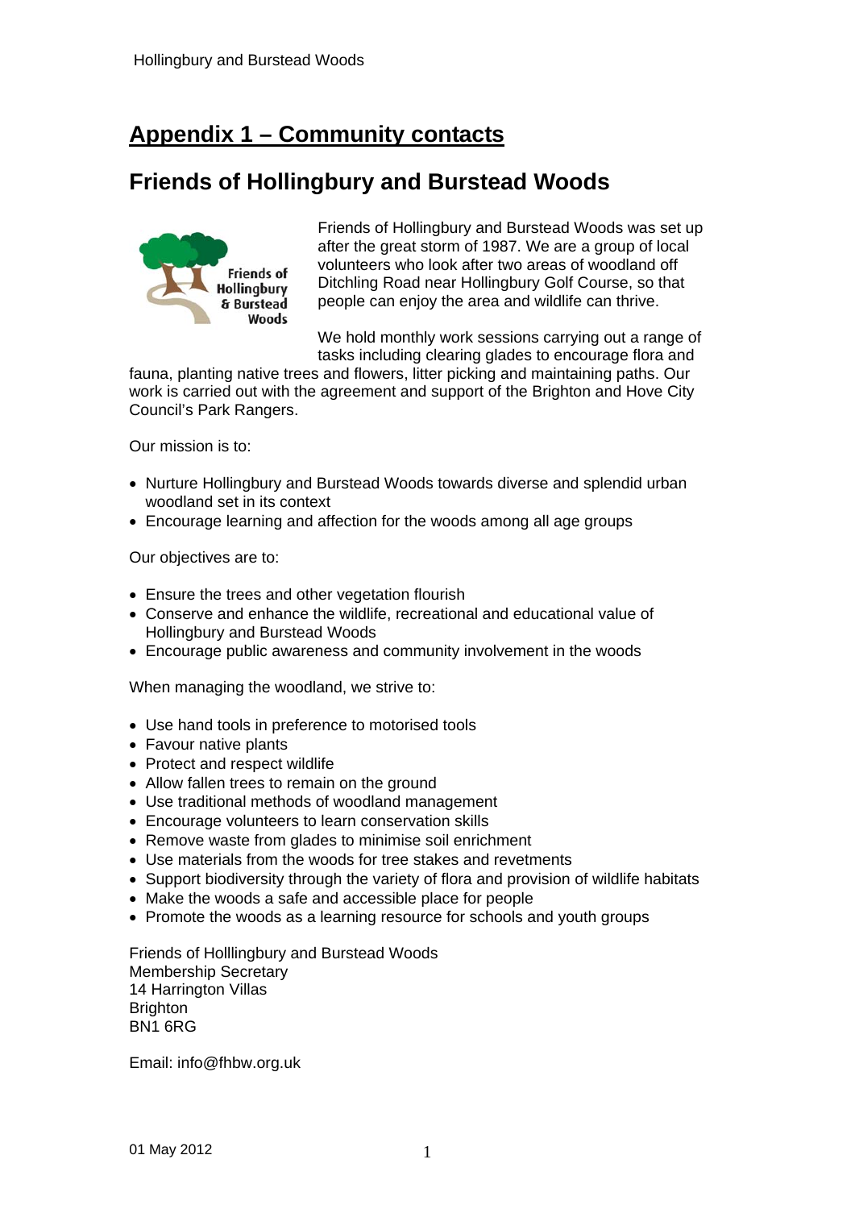# Appendix 1 – Community contacts

## Friends of Hollingbury and Burstead Woods

Friends of Hollingbury and Burstead Woods was set up after the great storm of 1987. We are a group of local volunteers who look after two areas of woodland off Ditchling Road near Hollingbury Golf Course, so that people can enjoy the area and wildlife can thrive.

We hold monthly work sessions carrying out a range of tasks including clearing glades to encourage flora and fauna, planting native trees and flowers, litter picking and maintaining paths. Our work is carried out with the agreement and support of the Brighton and Hove City Council's Park Rangers.

Our mission is to:

- Nurture Hollingbury and Burstead Woods towards diverse and splendid urban woodland set in its context
- Encourage learning and affection for the woods among all age groups

Our objectives are to:

- Ensure the trees and other vegetation flourish
- Conserve and enhance the wildlife, recreational and educational value of Hollingbury and Burstead Woods
- Encourage public awareness and community involvement in the woods

When managing the woodland, we strive to:

- Use hand tools in preference to motorised tools
- Favour native plants
- Protect and respect wildlife
- Allow fallen trees to remain on the ground
- Use traditional methods of woodland management
- Encourage volunteers to learn conservation skills
- Remove waste from glades to minimise soil enrichment
- Use materials from the woods for tree stakes and revetments
- Support biodiversity through the variety of flora and provision of wildlife habitats
- Make the woods a safe and accessible place for people
- Promote the woods as a learning resource for schools and youth groups

Friends of Holllingbury and Burstead Woods
Membership Secretary
14 Harrington Villas
Brighton
BN1 6RG

Email: info@fhbw.org.uk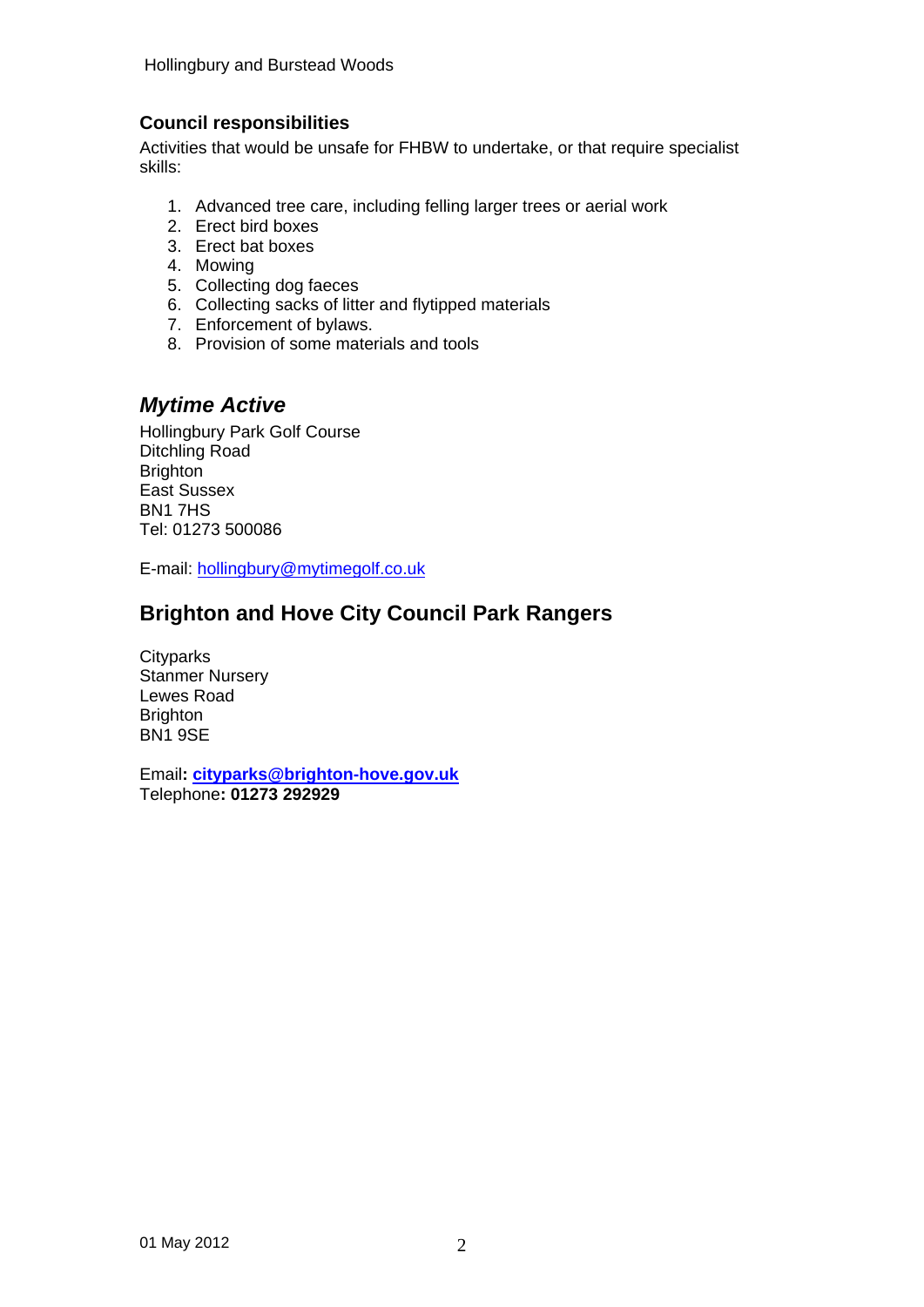### Council responsibilities

Activities that would be unsafe for FHBW to undertake, or that require specialist skills:

1. Advanced tree care, including felling larger trees or aerial work
2. Erect bird boxes
3. Erect bat boxes
4. Mowing
5. Collecting dog faeces
6. Collecting sacks of litter and flytipped materials
7. Enforcement of bylaws.
8. Provision of some materials and tools

## *Mytime Active*

Hollingbury Park Golf Course
Ditchling Road
Brighton
East Sussex
BN1 7HS
Tel: 01273 500086

E-mail: hollingbury@mytimegolf.co.uk

## Brighton and Hove City Council Park Rangers

Cityparks
Stanmer Nursery
Lewes Road
Brighton
BN1 9SE

Email**: cityparks@brighton-hove.gov.uk**
Telephone**: 01273 292929**